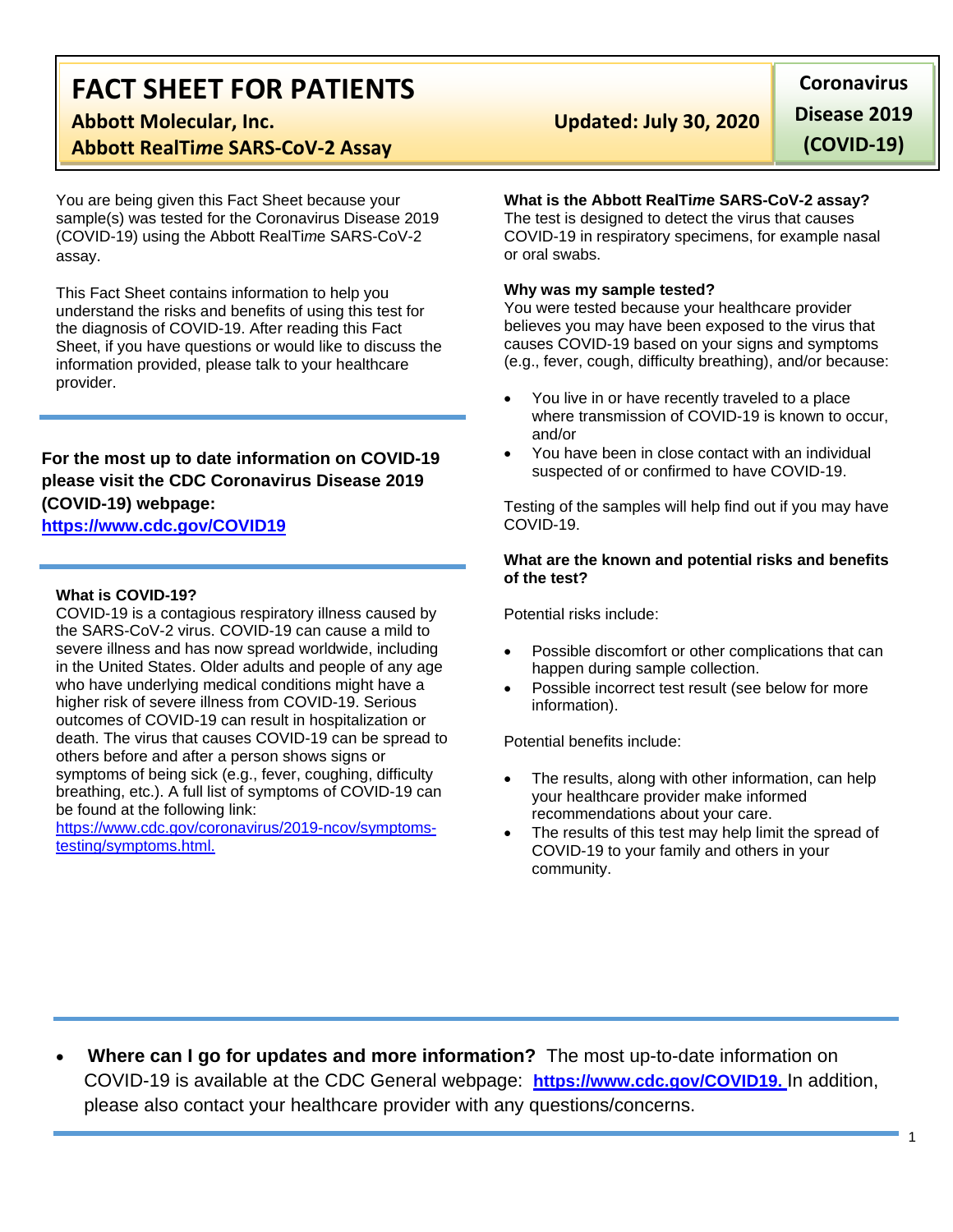# FACT SHEET FOR PATIENTS

**Abbott Molecular, Inc.**

**Abbott RealTi*me* SARS-CoV-2 Assay**

**Updated: July 30, 2020**

**Coronavirus Disease 2019 (COVID-19)**

You are being given this Fact Sheet because your sample(s) was tested for the Coronavirus Disease 2019 (COVID-19) using the Abbott RealTi*me* SARS-CoV-2 assay.

This Fact Sheet contains information to help you understand the risks and benefits of using this test for the diagnosis of COVID-19. After reading this Fact Sheet, if you have questions or would like to discuss the information provided, please talk to your healthcare provider.

**For the most up to date information on COVID-19 please visit the CDC Coronavirus Disease 2019 (COVID-19) webpage:**
**https://www.cdc.gov/COVID19**

### What is COVID-19?

COVID-19 is a contagious respiratory illness caused by the SARS-CoV-2 virus. COVID-19 can cause a mild to severe illness and has now spread worldwide, including in the United States. Older adults and people of any age who have underlying medical conditions might have a higher risk of severe illness from COVID-19. Serious outcomes of COVID-19 can result in hospitalization or death. The virus that causes COVID-19 can be spread to others before and after a person shows signs or symptoms of being sick (e.g., fever, coughing, difficulty breathing, etc.). A full list of symptoms of COVID-19 can be found at the following link:
https://www.cdc.gov/coronavirus/2019-ncov/symptoms-testing/symptoms.html.

### What is the Abbott RealTi*me* SARS-CoV-2 assay?

The test is designed to detect the virus that causes COVID-19 in respiratory specimens, for example nasal or oral swabs.

### Why was my sample tested?

You were tested because your healthcare provider believes you may have been exposed to the virus that causes COVID-19 based on your signs and symptoms (e.g., fever, cough, difficulty breathing), and/or because:

- You live in or have recently traveled to a place where transmission of COVID-19 is known to occur, and/or
- You have been in close contact with an individual suspected of or confirmed to have COVID-19.

Testing of the samples will help find out if you may have COVID-19.

### What are the known and potential risks and benefits of the test?

Potential risks include:

- Possible discomfort or other complications that can happen during sample collection.
- Possible incorrect test result (see below for more information).

Potential benefits include:

- The results, along with other information, can help your healthcare provider make informed recommendations about your care.
- The results of this test may help limit the spread of COVID-19 to your family and others in your community.

- **Where can I go for updates and more information?** The most up-to-date information on COVID-19 is available at the CDC General webpage: **https://www.cdc.gov/COVID19.** In addition, please also contact your healthcare provider with any questions/concerns.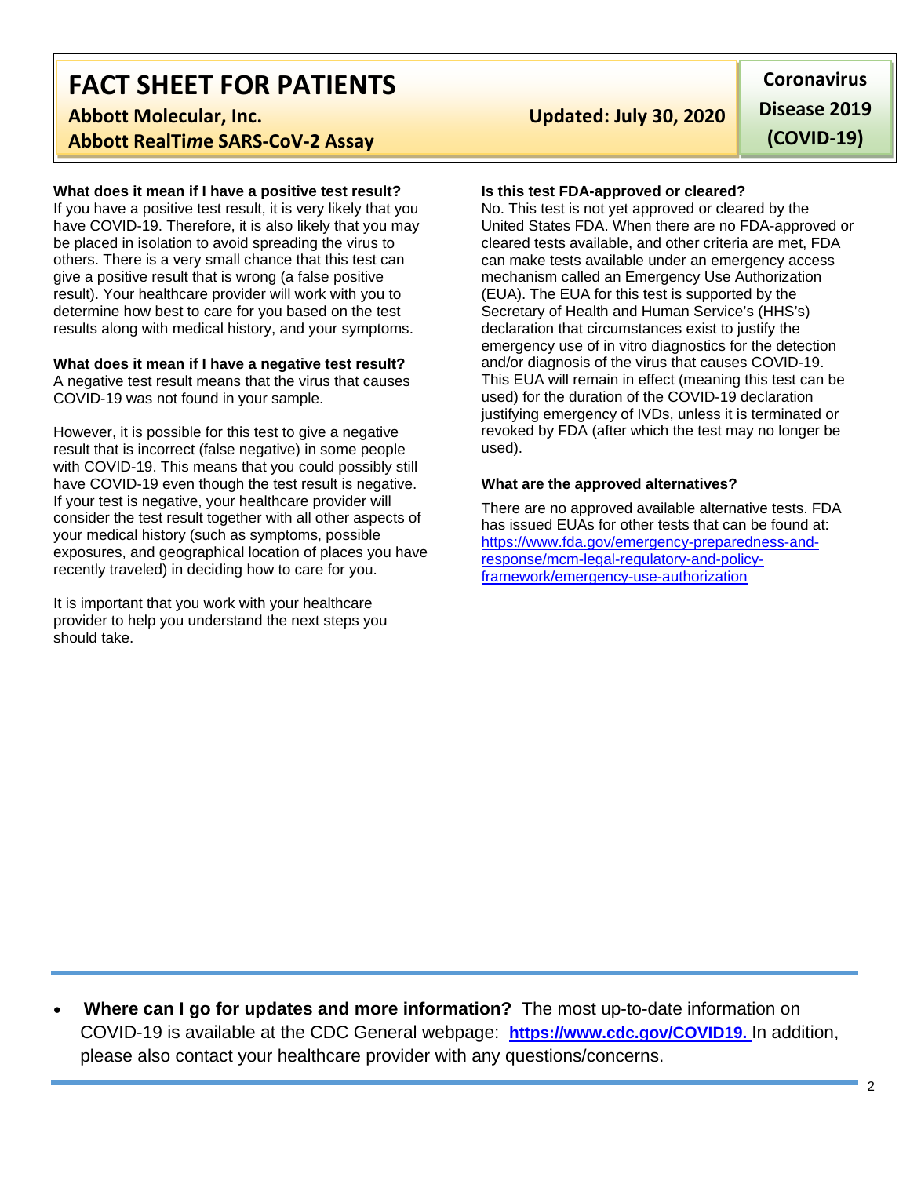# FACT SHEET FOR PATIENTS

**Abbott Molecular, Inc.**
**Abbott RealTi*me* SARS-CoV-2 Assay**

**Updated: July 30, 2020**

**Coronavirus Disease 2019 (COVID-19)**

**What does it mean if I have a positive test result?**
If you have a positive test result, it is very likely that you have COVID-19. Therefore, it is also likely that you may be placed in isolation to avoid spreading the virus to others. There is a very small chance that this test can give a positive result that is wrong (a false positive result). Your healthcare provider will work with you to determine how best to care for you based on the test results along with medical history, and your symptoms.

**What does it mean if I have a negative test result?**
A negative test result means that the virus that causes COVID-19 was not found in your sample.

However, it is possible for this test to give a negative result that is incorrect (false negative) in some people with COVID-19. This means that you could possibly still have COVID-19 even though the test result is negative. If your test is negative, your healthcare provider will consider the test result together with all other aspects of your medical history (such as symptoms, possible exposures, and geographical location of places you have recently traveled) in deciding how to care for you.

It is important that you work with your healthcare provider to help you understand the next steps you should take.

**Is this test FDA-approved or cleared?**
No. This test is not yet approved or cleared by the United States FDA. When there are no FDA-approved or cleared tests available, and other criteria are met, FDA can make tests available under an emergency access mechanism called an Emergency Use Authorization (EUA). The EUA for this test is supported by the Secretary of Health and Human Service's (HHS's) declaration that circumstances exist to justify the emergency use of in vitro diagnostics for the detection and/or diagnosis of the virus that causes COVID-19. This EUA will remain in effect (meaning this test can be used) for the duration of the COVID-19 declaration justifying emergency of IVDs, unless it is terminated or revoked by FDA (after which the test may no longer be used).

**What are the approved alternatives?**

There are no approved available alternative tests. FDA has issued EUAs for other tests that can be found at: https://www.fda.gov/emergency-preparedness-and-response/mcm-legal-regulatory-and-policy-framework/emergency-use-authorization

---

- **Where can I go for updates and more information?** The most up-to-date information on COVID-19 is available at the CDC General webpage: **https://www.cdc.gov/COVID19.** In addition, please also contact your healthcare provider with any questions/concerns.

---